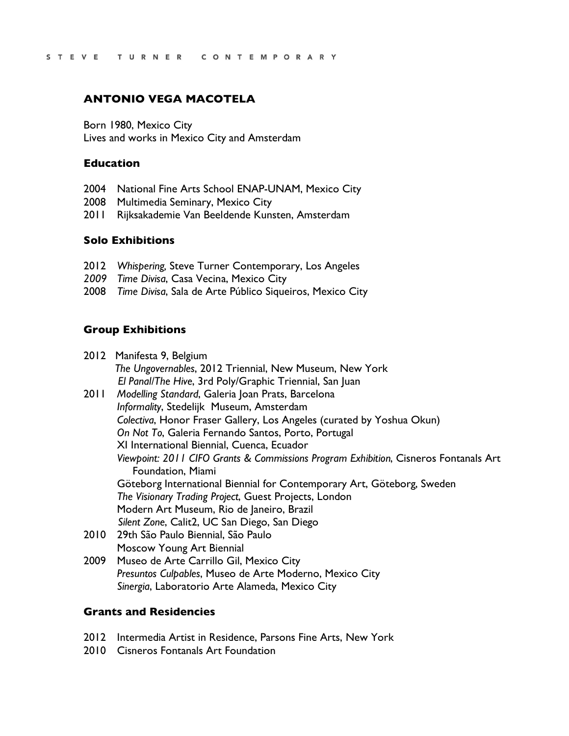# ANTONIO VEGA MACOTELA

Born 1980, Mexico City
Lives and works in Mexico City and Amsterdam

## Education

2004 National Fine Arts School ENAP-UNAM, Mexico City
2008 Multimedia Seminary, Mexico City
2011 Rijksakademie Van Beeldende Kunsten, Amsterdam

## Solo Exhibitions

2012 *Whispering,* Steve Turner Contemporary, Los Angeles
*2009* *Time Divisa*, Casa Vecina, Mexico City
2008 *Time Divisa*, Sala de Arte Público Siqueiros, Mexico City

## Group Exhibitions

2012 Manifesta 9, Belgium
*The Ungovernables*, 2012 Triennial, New Museum, New York
*El Panal/The Hive*, 3rd Poly/Graphic Triennial, San Juan

2011 *Modelling Standard*, Galeria Joan Prats, Barcelona
*Informality*, Stedelijk Museum, Amsterdam
*Colectiva*, Honor Fraser Gallery, Los Angeles (curated by Yoshua Okun)
*On Not To*, Galeria Fernando Santos, Porto, Portugal
XI International Biennial, Cuenca, Ecuador
*Viewpoint: 2011 CIFO Grants & Commissions Program Exhibition*, Cisneros Fontanals Art Foundation, Miami
Göteborg International Biennial for Contemporary Art, Göteborg, Sweden
*The Visionary Trading Project,* Guest Projects, London
Modern Art Museum, Rio de Janeiro, Brazil
*Silent Zone*, Calit2, UC San Diego, San Diego

2010 29th São Paulo Biennial, São Paulo
Moscow Young Art Biennial

2009 Museo de Arte Carrillo Gil, Mexico City
*Presuntos Culpables*, Museo de Arte Moderno, Mexico City
*Sinergia*, Laboratorio Arte Alameda, Mexico City

## Grants and Residencies

2012 Intermedia Artist in Residence, Parsons Fine Arts, New York
2010 Cisneros Fontanals Art Foundation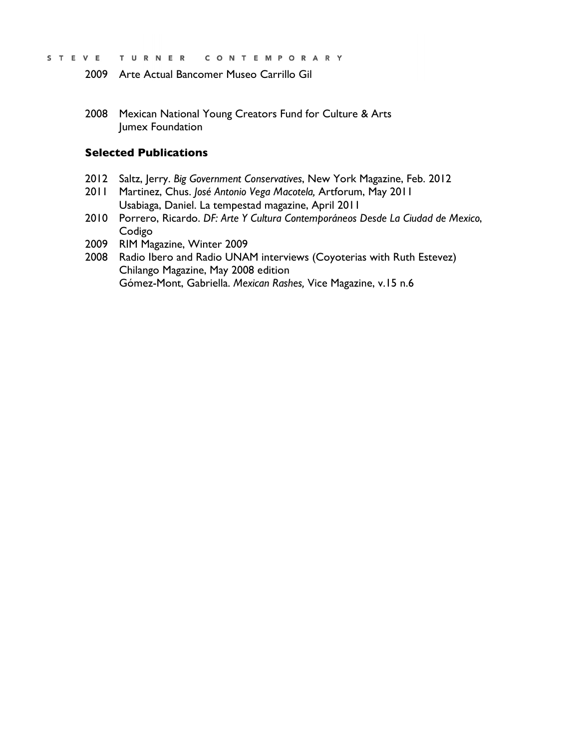2009 Arte Actual Bancomer Museo Carrillo Gil

2008 Mexican National Young Creators Fund for Culture & Arts
Jumex Foundation

### Selected Publications

2012 Saltz, Jerry. *Big Government Conservatives*, New York Magazine, Feb. 2012
2011 Martinez, Chus. *José Antonio Vega Macotela,* Artforum, May 2011
Usabiaga, Daniel. La tempestad magazine, April 2011
2010 Porrero, Ricardo. *DF: Arte Y Cultura Contemporáneos Desde La Ciudad de Mexico*, Codigo
2009 RIM Magazine, Winter 2009
2008 Radio Ibero and Radio UNAM interviews (Coyoterias with Ruth Estevez)
Chilango Magazine, May 2008 edition
Gómez-Mont, Gabriella. *Mexican Rashes,* Vice Magazine, v.15 n.6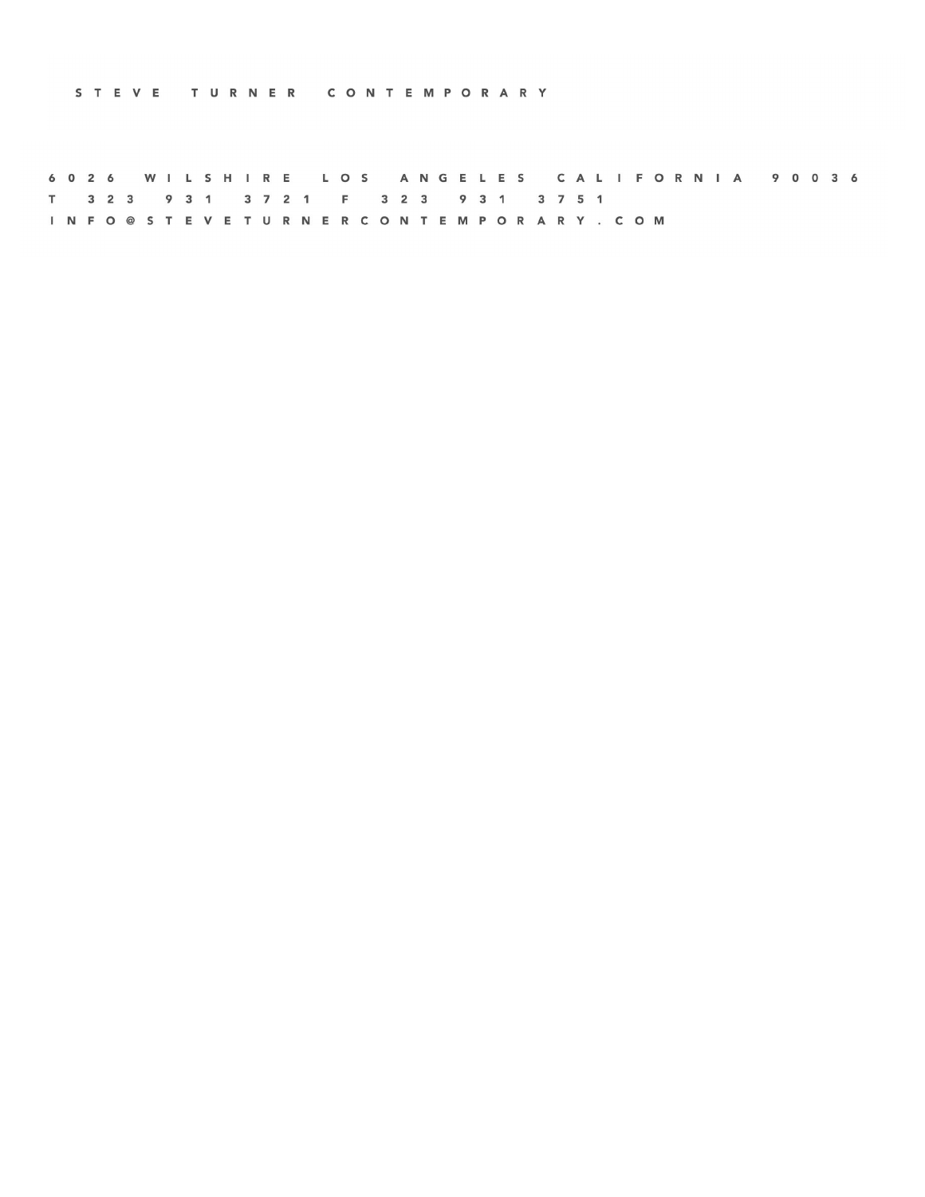STEVE TURNER CONTEMPORARY

6026 WILSHIRE LOS ANGELES CALIFORNIA 90036
T 323 931 3721 F 323 931 3751
INFO@STEVETURNERCONTEMPORARY.COM